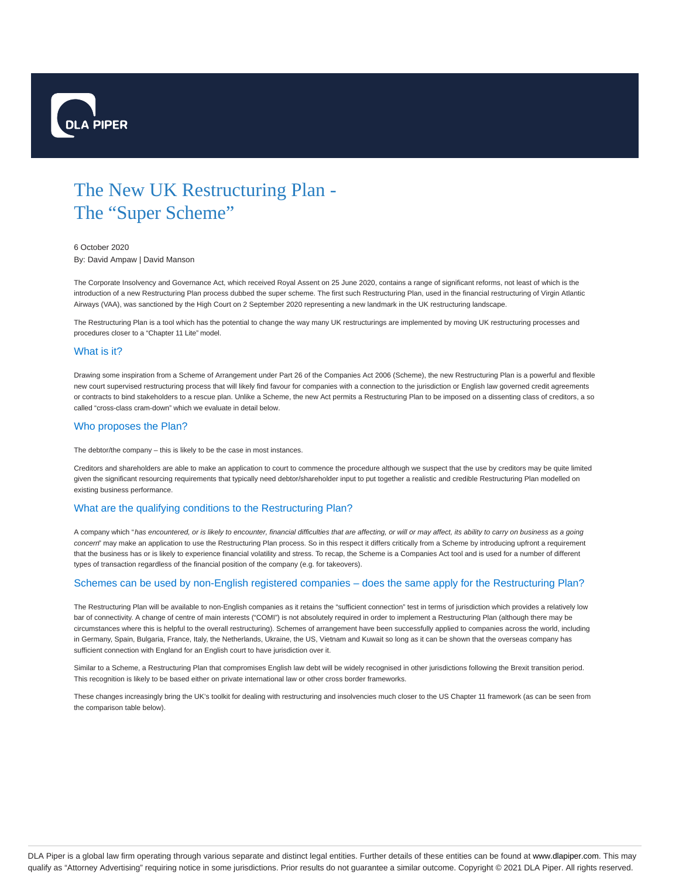# The New UK Restructuring Plan - The "Super Scheme"

6 October 2020

By: David Ampaw | David Manson

The Corporate Insolvency and Governance Act, which received Royal Assent on 25 June 2020, contains a range of significant reforms, not least of which is the introduction of a new Restructuring Plan process dubbed the super scheme. The first such Restructuring Plan, used in the financial restructuring of Virgin Atlantic Airways (VAA), was sanctioned by the High Court on 2 September 2020 representing a new landmark in the UK restructuring landscape.

The Restructuring Plan is a tool which has the potential to change the way many UK restructurings are implemented by moving UK restructuring processes and procedures closer to a "Chapter 11 Lite" model.

## What is it?

Drawing some inspiration from a Scheme of Arrangement under Part 26 of the Companies Act 2006 (Scheme), the new Restructuring Plan is a powerful and flexible new court supervised restructuring process that will likely find favour for companies with a connection to the jurisdiction or English law governed credit agreements or contracts to bind stakeholders to a rescue plan. Unlike a Scheme, the new Act permits a Restructuring Plan to be imposed on a dissenting class of creditors, a so called "cross-class cram-down" which we evaluate in detail below.

## Who proposes the Plan?

The debtor/the company – this is likely to be the case in most instances.

Creditors and shareholders are able to make an application to court to commence the procedure although we suspect that the use by creditors may be quite limited given the significant resourcing requirements that typically need debtor/shareholder input to put together a realistic and credible Restructuring Plan modelled on existing business performance.

## What are the qualifying conditions to the Restructuring Plan?

A company which "*has encountered, or is likely to encounter, financial difficulties that are affecting, or will or may affect, its ability to carry on business as a going concern*" may make an application to use the Restructuring Plan process. So in this respect it differs critically from a Scheme by introducing upfront a requirement that the business has or is likely to experience financial volatility and stress. To recap, the Scheme is a Companies Act tool and is used for a number of different types of transaction regardless of the financial position of the company (e.g. for takeovers).

## Schemes can be used by non-English registered companies – does the same apply for the Restructuring Plan?

The Restructuring Plan will be available to non-English companies as it retains the "sufficient connection" test in terms of jurisdiction which provides a relatively low bar of connectivity. A change of centre of main interests ("COMI") is not absolutely required in order to implement a Restructuring Plan (although there may be circumstances where this is helpful to the overall restructuring). Schemes of arrangement have been successfully applied to companies across the world, including in Germany, Spain, Bulgaria, France, Italy, the Netherlands, Ukraine, the US, Vietnam and Kuwait so long as it can be shown that the overseas company has sufficient connection with England for an English court to have jurisdiction over it.

Similar to a Scheme, a Restructuring Plan that compromises English law debt will be widely recognised in other jurisdictions following the Brexit transition period. This recognition is likely to be based either on private international law or other cross border frameworks.

These changes increasingly bring the UK's toolkit for dealing with restructuring and insolvencies much closer to the US Chapter 11 framework (as can be seen from the comparison table below).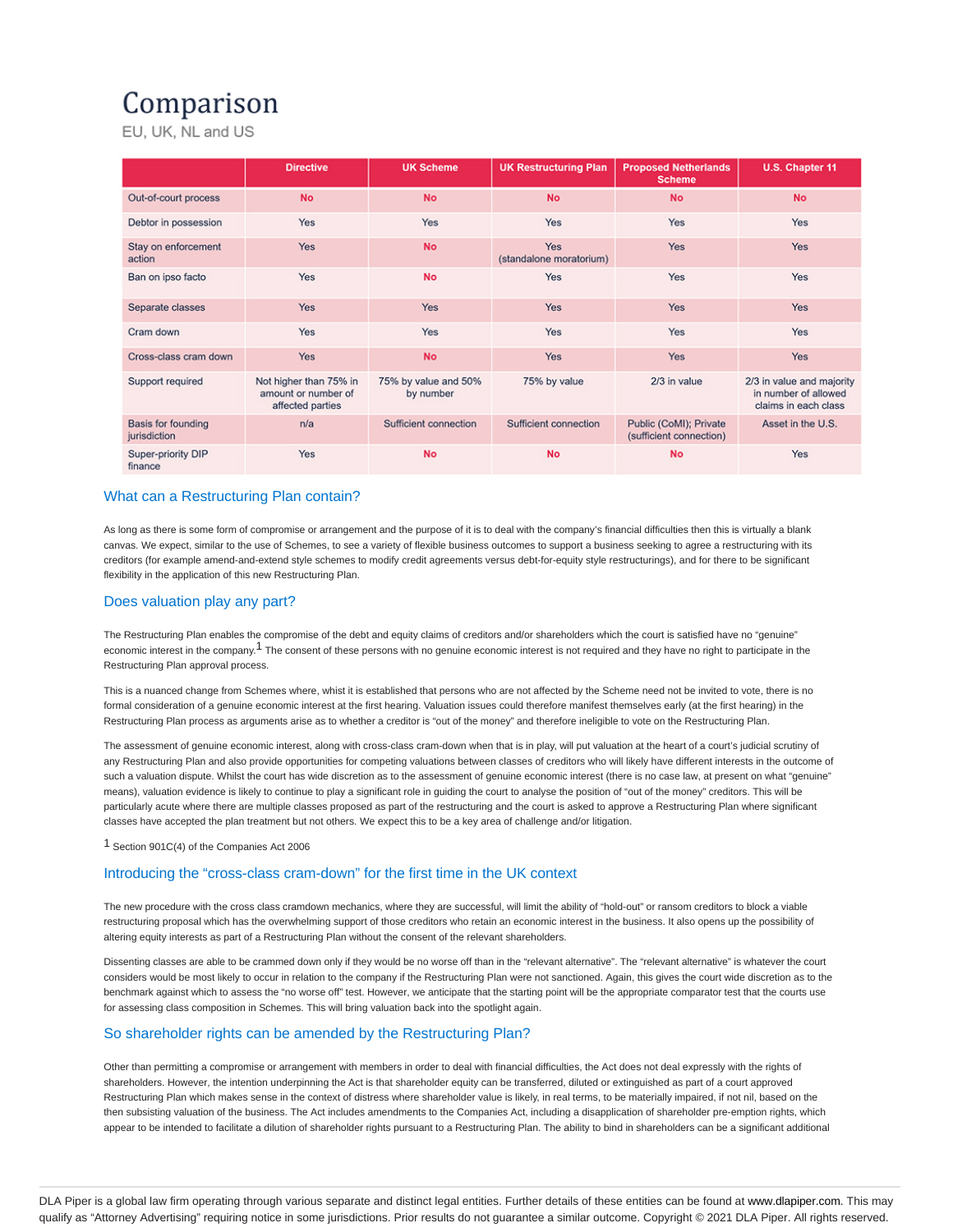# Comparison

EU, UK, NL and US

| | Directive | UK Scheme | UK Restructuring Plan | Proposed Netherlands Scheme | U.S. Chapter 11 |
|---|---|---|---|---|---|
| Out-of-court process | No | No | No | No | No |
| Debtor in possession | Yes | Yes | Yes | Yes | Yes |
| Stay on enforcement action | Yes | No | Yes (standalone moratorium) | Yes | Yes |
| Ban on ipso facto | Yes | No | Yes | Yes | Yes |
| Separate classes | Yes | Yes | Yes | Yes | Yes |
| Cram down | Yes | Yes | Yes | Yes | Yes |
| Cross-class cram down | Yes | No | Yes | Yes | Yes |
| Support required | Not higher than 75% in amount or number of affected parties | 75% by value and 50% by number | 75% by value | 2/3 in value | 2/3 in value and majority in number of allowed claims in each class |
| Basis for founding jurisdiction | n/a | Sufficient connection | Sufficient connection | Public (CoMI); Private (sufficient connection) | Asset in the U.S. |
| Super-priority DIP finance | Yes | No | No | No | Yes |

## What can a Restructuring Plan contain?

As long as there is some form of compromise or arrangement and the purpose of it is to deal with the company's financial difficulties then this is virtually a blank canvas. We expect, similar to the use of Schemes, to see a variety of flexible business outcomes to support a business seeking to agree a restructuring with its creditors (for example amend-and-extend style schemes to modify credit agreements versus debt-for-equity style restructurings), and for there to be significant flexibility in the application of this new Restructuring Plan.

## Does valuation play any part?

The Restructuring Plan enables the compromise of the debt and equity claims of creditors and/or shareholders which the court is satisfied have no "genuine" economic interest in the company.[1] The consent of these persons with no genuine economic interest is not required and they have no right to participate in the Restructuring Plan approval process.

This is a nuanced change from Schemes where, whilst it is established that persons who are not affected by the Scheme need not be invited to vote, there is no formal consideration of a genuine economic interest at the first hearing. Valuation issues could therefore manifest themselves early (at the first hearing) in the Restructuring Plan process as arguments arise as to whether a creditor is "out of the money" and therefore ineligible to vote on the Restructuring Plan.

The assessment of genuine economic interest, along with cross-class cram-down when that is in play, will put valuation at the heart of a court's judicial scrutiny of any Restructuring Plan and also provide opportunities for competing valuations between classes of creditors who will likely have different interests in the outcome of such a valuation dispute. Whilst the court has wide discretion as to the assessment of genuine economic interest (there is no case law, at present on what "genuine" means), valuation evidence is likely to continue to play a significant role in guiding the court to analyse the position of "out of the money" creditors. This will be particularly acute where there are multiple classes proposed as part of the restructuring and the court is asked to approve a Restructuring Plan where significant classes have accepted the plan treatment but not others. We expect this to be a key area of challenge and/or litigation.

[1] Section 901C(4) of the Companies Act 2006

## Introducing the "cross-class cram-down" for the first time in the UK context

The new procedure with the cross class cramdown mechanics, where they are successful, will limit the ability of "hold-out" or ransom creditors to block a viable restructuring proposal which has the overwhelming support of those creditors who retain an economic interest in the business. It also opens up the possibility of altering equity interests as part of a Restructuring Plan without the consent of the relevant shareholders.

Dissenting classes are able to be crammed down only if they would be no worse off than in the "relevant alternative". The "relevant alternative" is whatever the court considers would be most likely to occur in relation to the company if the Restructuring Plan were not sanctioned. Again, this gives the court wide discretion as to the benchmark against which to assess the "no worse off" test. However, we anticipate that the starting point will be the appropriate comparator test that the courts use for assessing class composition in Schemes. This will bring valuation back into the spotlight again.

## So shareholder rights can be amended by the Restructuring Plan?

Other than permitting a compromise or arrangement with members in order to deal with financial difficulties, the Act does not deal expressly with the rights of shareholders. However, the intention underpinning the Act is that shareholder equity can be transferred, diluted or extinguished as part of a court approved Restructuring Plan which makes sense in the context of distress where shareholder value is likely, in real terms, to be materially impaired, if not nil, based on the then subsisting valuation of the business. The Act includes amendments to the Companies Act, including a disapplication of shareholder pre-emption rights, which appear to be intended to facilitate a dilution of shareholder rights pursuant to a Restructuring Plan. The ability to bind in shareholders can be a significant additional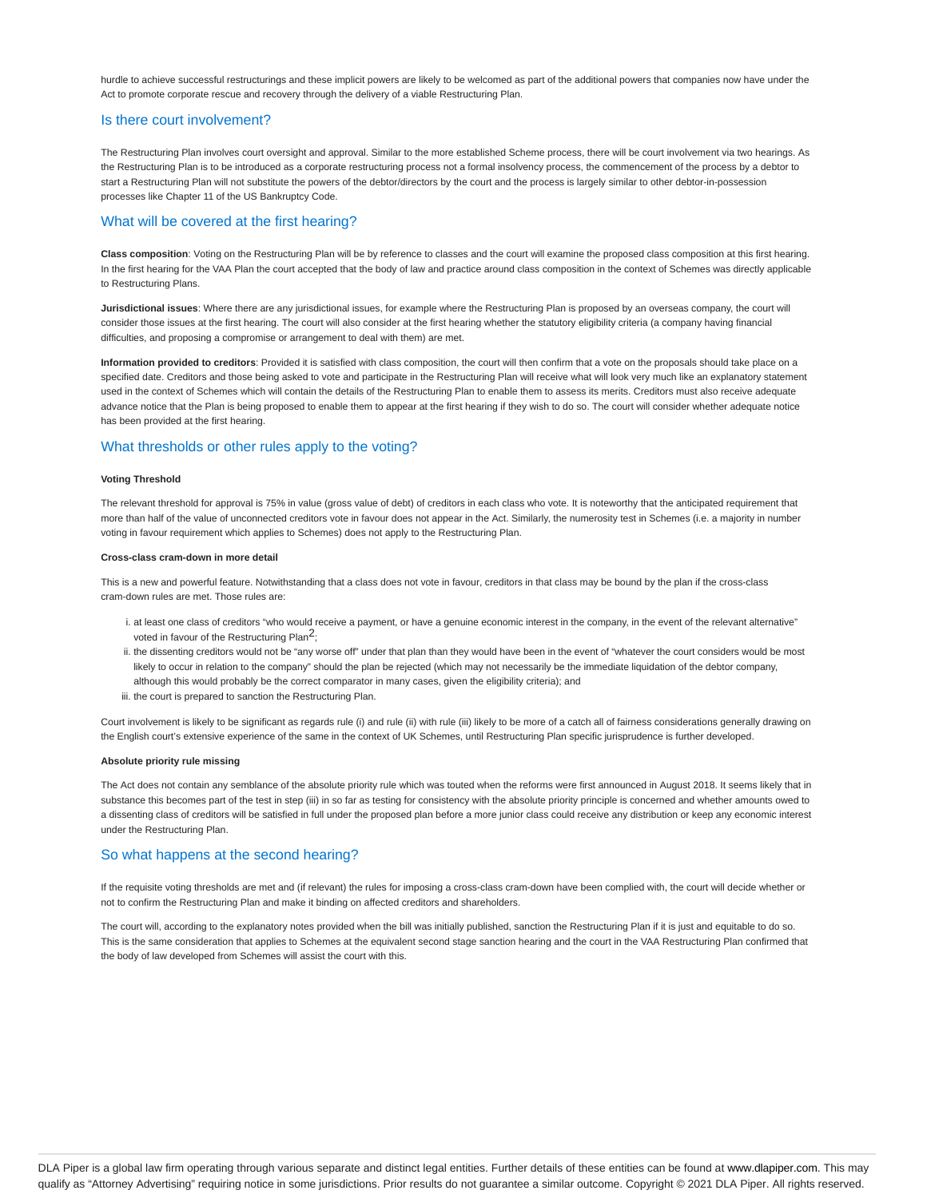hurdle to achieve successful restructurings and these implicit powers are likely to be welcomed as part of the additional powers that companies now have under the Act to promote corporate rescue and recovery through the delivery of a viable Restructuring Plan.

## Is there court involvement?

The Restructuring Plan involves court oversight and approval. Similar to the more established Scheme process, there will be court involvement via two hearings. As the Restructuring Plan is to be introduced as a corporate restructuring process not a formal insolvency process, the commencement of the process by a debtor to start a Restructuring Plan will not substitute the powers of the debtor/directors by the court and the process is largely similar to other debtor-in-possession processes like Chapter 11 of the US Bankruptcy Code.

## What will be covered at the first hearing?

**Class composition**: Voting on the Restructuring Plan will be by reference to classes and the court will examine the proposed class composition at this first hearing. In the first hearing for the VAA Plan the court accepted that the body of law and practice around class composition in the context of Schemes was directly applicable to Restructuring Plans.

**Jurisdictional issues**: Where there are any jurisdictional issues, for example where the Restructuring Plan is proposed by an overseas company, the court will consider those issues at the first hearing. The court will also consider at the first hearing whether the statutory eligibility criteria (a company having financial difficulties, and proposing a compromise or arrangement to deal with them) are met.

**Information provided to creditors**: Provided it is satisfied with class composition, the court will then confirm that a vote on the proposals should take place on a specified date. Creditors and those being asked to vote and participate in the Restructuring Plan will receive what will look very much like an explanatory statement used in the context of Schemes which will contain the details of the Restructuring Plan to enable them to assess its merits. Creditors must also receive adequate advance notice that the Plan is being proposed to enable them to appear at the first hearing if they wish to do so. The court will consider whether adequate notice has been provided at the first hearing.

## What thresholds or other rules apply to the voting?

#### Voting Threshold

The relevant threshold for approval is 75% in value (gross value of debt) of creditors in each class who vote. It is noteworthy that the anticipated requirement that more than half of the value of unconnected creditors vote in favour does not appear in the Act. Similarly, the numerosity test in Schemes (i.e. a majority in number voting in favour requirement which applies to Schemes) does not apply to the Restructuring Plan.

#### Cross-class cram-down in more detail

This is a new and powerful feature. Notwithstanding that a class does not vote in favour, creditors in that class may be bound by the plan if the cross-class cram-down rules are met. Those rules are:

i. at least one class of creditors "who would receive a payment, or have a genuine economic interest in the company, in the event of the relevant alternative" voted in favour of the Restructuring Plan[2];
ii. the dissenting creditors would not be "any worse off" under that plan than they would have been in the event of "whatever the court considers would be most likely to occur in relation to the company" should the plan be rejected (which may not necessarily be the immediate liquidation of the debtor company, although this would probably be the correct comparator in many cases, given the eligibility criteria); and
iii. the court is prepared to sanction the Restructuring Plan.

Court involvement is likely to be significant as regards rule (i) and rule (ii) with rule (iii) likely to be more of a catch all of fairness considerations generally drawing on the English court's extensive experience of the same in the context of UK Schemes, until Restructuring Plan specific jurisprudence is further developed.

#### Absolute priority rule missing

The Act does not contain any semblance of the absolute priority rule which was touted when the reforms were first announced in August 2018. It seems likely that in substance this becomes part of the test in step (iii) in so far as testing for consistency with the absolute priority principle is concerned and whether amounts owed to a dissenting class of creditors will be satisfied in full under the proposed plan before a more junior class could receive any distribution or keep any economic interest under the Restructuring Plan.

## So what happens at the second hearing?

If the requisite voting thresholds are met and (if relevant) the rules for imposing a cross-class cram-down have been complied with, the court will decide whether or not to confirm the Restructuring Plan and make it binding on affected creditors and shareholders.

The court will, according to the explanatory notes provided when the bill was initially published, sanction the Restructuring Plan if it is just and equitable to do so. This is the same consideration that applies to Schemes at the equivalent second stage sanction hearing and the court in the VAA Restructuring Plan confirmed that the body of law developed from Schemes will assist the court with this.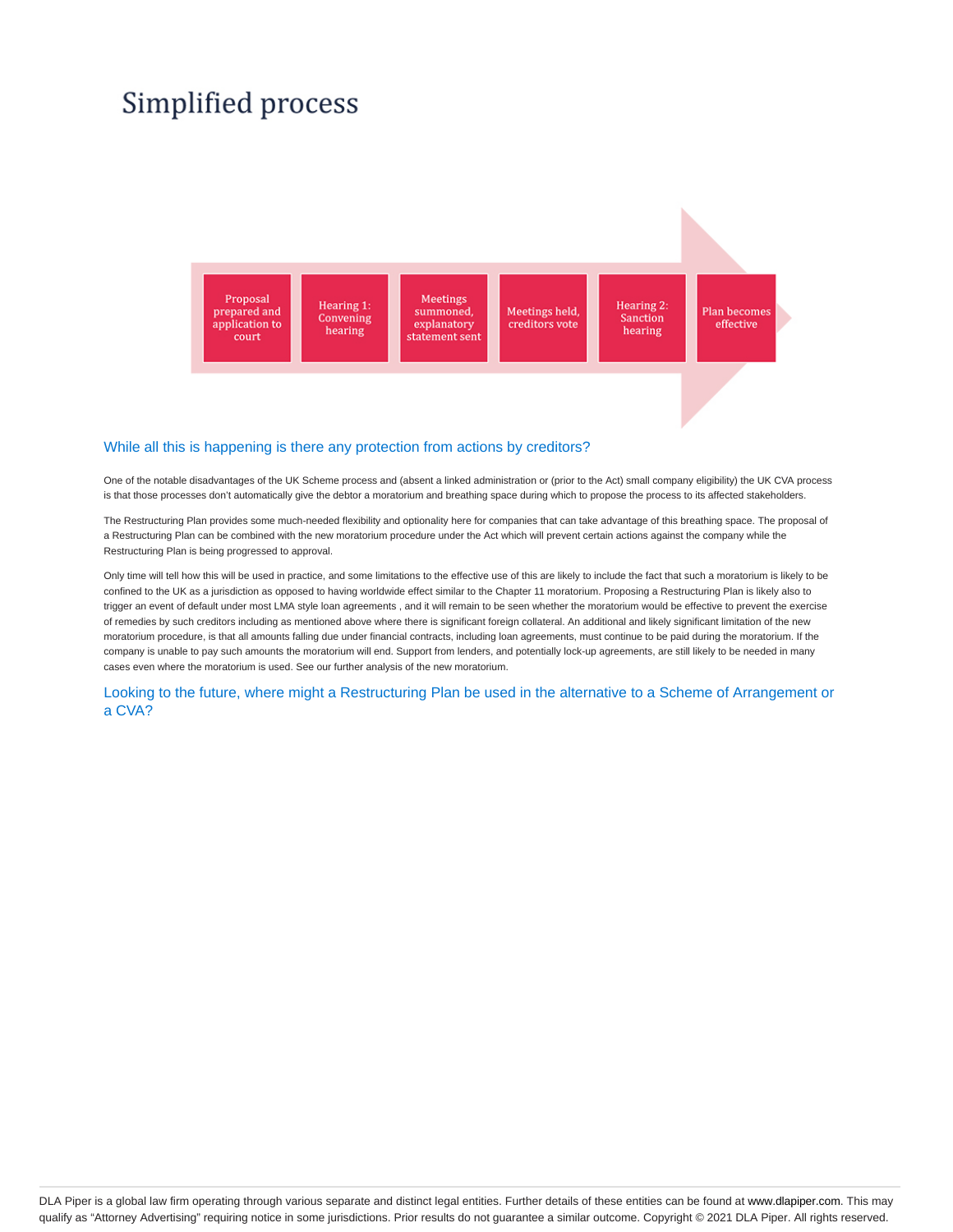# Simplified process

Proposal prepared and application to court → Hearing 1: Convening hearing → Meetings summoned, explanatory statement sent → Meetings held, creditors vote → Hearing 2: Sanction hearing → Plan becomes effective

## While all this is happening is there any protection from actions by creditors?

One of the notable disadvantages of the UK Scheme process and (absent a linked administration or (prior to the Act) small company eligibility) the UK CVA process is that those processes don't automatically give the debtor a moratorium and breathing space during which to propose the process to its affected stakeholders.

The Restructuring Plan provides some much-needed flexibility and optionality here for companies that can take advantage of this breathing space. The proposal of a Restructuring Plan can be combined with the new moratorium procedure under the Act which will prevent certain actions against the company while the Restructuring Plan is being progressed to approval.

Only time will tell how this will be used in practice, and some limitations to the effective use of this are likely to include the fact that such a moratorium is likely to be confined to the UK as a jurisdiction as opposed to having worldwide effect similar to the Chapter 11 moratorium. Proposing a Restructuring Plan is likely also to trigger an event of default under most LMA style loan agreements , and it will remain to be seen whether the moratorium would be effective to prevent the exercise of remedies by such creditors including as mentioned above where there is significant foreign collateral. An additional and likely significant limitation of the new moratorium procedure, is that all amounts falling due under financial contracts, including loan agreements, must continue to be paid during the moratorium. If the company is unable to pay such amounts the moratorium will end. Support from lenders, and potentially lock-up agreements, are still likely to be needed in many cases even where the moratorium is used. See our further analysis of the new moratorium.

## Looking to the future, where might a Restructuring Plan be used in the alternative to a Scheme of Arrangement or a CVA?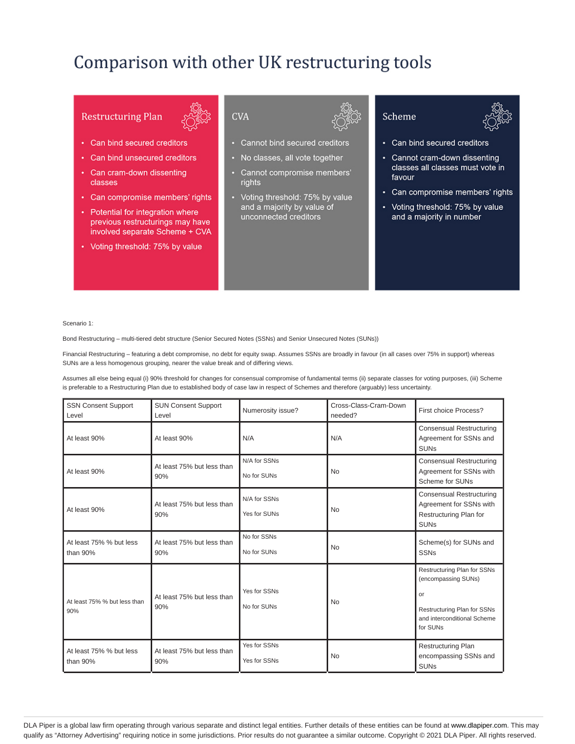# Comparison with other UK restructuring tools

### Restructuring Plan

- Can bind secured creditors
- Can bind unsecured creditors
- Can cram-down dissenting classes
- Can compromise members' rights
- Potential for integration where previous restructurings may have involved separate Scheme + CVA
- Voting threshold: 75% by value

### CVA

- Cannot bind secured creditors
- No classes, all vote together
- Cannot compromise members' rights
- Voting threshold: 75% by value and a majority by value of unconnected creditors

### Scheme

- Can bind secured creditors
- Cannot cram-down dissenting classes all classes must vote in favour
- Can compromise members' rights
- Voting threshold: 75% by value and a majority in number

Scenario 1:

Bond Restructuring – multi-tiered debt structure (Senior Secured Notes (SSNs) and Senior Unsecured Notes (SUNs))

Financial Restructuring – featuring a debt compromise, no debt for equity swap. Assumes SSNs are broadly in favour (in all cases over 75% in support) whereas SUNs are a less homogenous grouping, nearer the value break and of differing views.

Assumes all else being equal (i) 90% threshold for changes for consensual compromise of fundamental terms (ii) separate classes for voting purposes, (iii) Scheme is preferable to a Restructuring Plan due to established body of case law in respect of Schemes and therefore (arguably) less uncertainty.

| SSN Consent Support Level | SUN Consent Support Level | Numerosity issue? | Cross-Class-Cram-Down needed? | First choice Process? |
|---|---|---|---|---|
| At least 90% | At least 90% | N/A | N/A | Consensual Restructuring Agreement for SSNs and SUNs |
| At least 90% | At least 75% but less than 90% | N/A for SSNs<br><br>No for SUNs | No | Consensual Restructuring Agreement for SSNs with Scheme for SUNs |
| At least 90% | At least 75% but less than 90% | N/A for SSNs<br><br>Yes for SUNs | No | Consensual Restructuring Agreement for SSNs with Restructuring Plan for SUNs |
| At least 75% % but less than 90% | At least 75% but less than 90% | No for SSNs<br><br>No for SUNs | No | Scheme(s) for SUNs and SSNs |
| At least 75% % but less than 90% | At least 75% but less than 90% | Yes for SSNs<br><br>No for SUNs | No | Restructuring Plan for SSNs (encompassing SUNs)<br><br>or<br><br>Restructuring Plan for SSNs and interconditional Scheme for SUNs |
| At least 75% % but less than 90% | At least 75% but less than 90% | Yes for SSNs<br><br>Yes for SSNs | No | Restructuring Plan encompassing SSNs and SUNs |

DLA Piper is a global law firm operating through various separate and distinct legal entities. Further details of these entities can be found at www.dlapiper.com. This may qualify as "Attorney Advertising" requiring notice in some jurisdictions. Prior results do not guarantee a similar outcome. Copyright © 2021 DLA Piper. All rights reserved.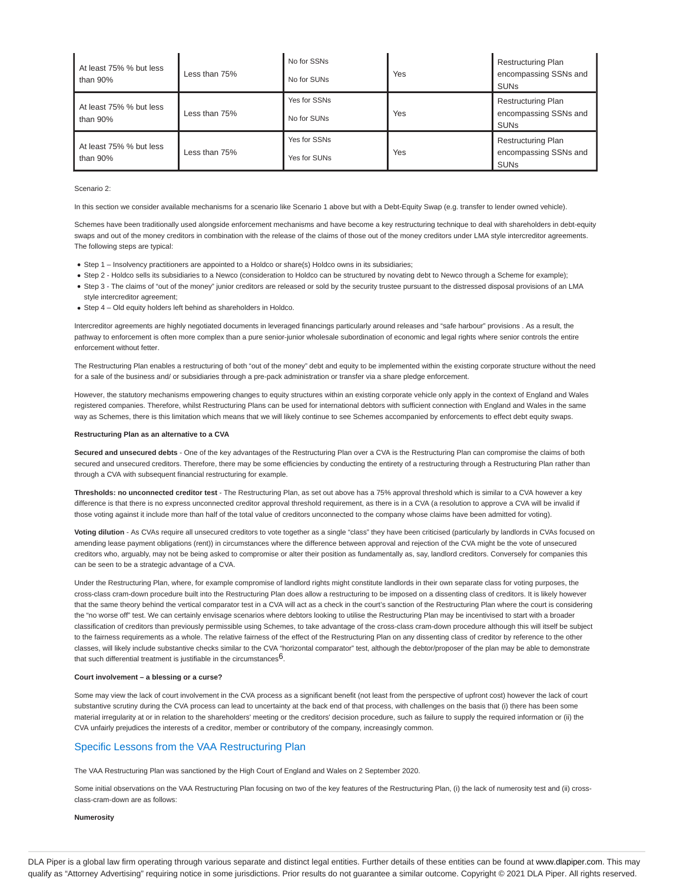| At least 75% % but less than 90% | Less than 75% | No for SSNs<br>No for SUNs | Yes | Restructuring Plan encompassing SSNs and SUNs |
|---|---|---|---|---|
| At least 75% % but less than 90% | Less than 75% | Yes for SSNs<br>No for SUNs | Yes | Restructuring Plan encompassing SSNs and SUNs |
| At least 75% % but less than 90% | Less than 75% | Yes for SSNs<br>Yes for SUNs | Yes | Restructuring Plan encompassing SSNs and SUNs |

Scenario 2:

In this section we consider available mechanisms for a scenario like Scenario 1 above but with a Debt-Equity Swap (e.g. transfer to lender owned vehicle).

Schemes have been traditionally used alongside enforcement mechanisms and have become a key restructuring technique to deal with shareholders in debt-equity swaps and out of the money creditors in combination with the release of the claims of those out of the money creditors under LMA style intercreditor agreements. The following steps are typical:

- Step 1 – Insolvency practitioners are appointed to a Holdco or share(s) Holdco owns in its subsidiaries;
- Step 2 - Holdco sells its subsidiaries to a Newco (consideration to Holdco can be structured by novating debt to Newco through a Scheme for example);
- Step 3 - The claims of "out of the money" junior creditors are released or sold by the security trustee pursuant to the distressed disposal provisions of an LMA style intercreditor agreement;
- Step 4 – Old equity holders left behind as shareholders in Holdco.

Intercreditor agreements are highly negotiated documents in leveraged financings particularly around releases and "safe harbour" provisions . As a result, the pathway to enforcement is often more complex than a pure senior-junior wholesale subordination of economic and legal rights where senior controls the entire enforcement without fetter.

The Restructuring Plan enables a restructuring of both "out of the money" debt and equity to be implemented within the existing corporate structure without the need for a sale of the business and/ or subsidiaries through a pre-pack administration or transfer via a share pledge enforcement.

However, the statutory mechanisms empowering changes to equity structures within an existing corporate vehicle only apply in the context of England and Wales registered companies. Therefore, whilst Restructuring Plans can be used for international debtors with sufficient connection with England and Wales in the same way as Schemes, there is this limitation which means that we will likely continue to see Schemes accompanied by enforcements to effect debt equity swaps.

**Restructuring Plan as an alternative to a CVA**

**Secured and unsecured debts** - One of the key advantages of the Restructuring Plan over a CVA is the Restructuring Plan can compromise the claims of both secured and unsecured creditors. Therefore, there may be some efficiencies by conducting the entirety of a restructuring through a Restructuring Plan rather than through a CVA with subsequent financial restructuring for example.

**Thresholds: no unconnected creditor test** - The Restructuring Plan, as set out above has a 75% approval threshold which is similar to a CVA however a key difference is that there is no express unconnected creditor approval threshold requirement, as there is in a CVA (a resolution to approve a CVA will be invalid if those voting against it include more than half of the total value of creditors unconnected to the company whose claims have been admitted for voting).

**Voting dilution** - As CVAs require all unsecured creditors to vote together as a single "class" they have been criticised (particularly by landlords in CVAs focused on amending lease payment obligations (rent)) in circumstances where the difference between approval and rejection of the CVA might be the vote of unsecured creditors who, arguably, may not be being asked to compromise or alter their position as fundamentally as, say, landlord creditors. Conversely for companies this can be seen to be a strategic advantage of a CVA.

Under the Restructuring Plan, where, for example compromise of landlord rights might constitute landlords in their own separate class for voting purposes, the cross-class cram-down procedure built into the Restructuring Plan does allow a restructuring to be imposed on a dissenting class of creditors. It is likely however that the same theory behind the vertical comparator test in a CVA will act as a check in the court's sanction of the Restructuring Plan where the court is considering the "no worse off" test. We can certainly envisage scenarios where debtors looking to utilise the Restructuring Plan may be incentivised to start with a broader classification of creditors than previously permissible using Schemes, to take advantage of the cross-class cram-down procedure although this will itself be subject to the fairness requirements as a whole. The relative fairness of the effect of the Restructuring Plan on any dissenting class of creditor by reference to the other classes, will likely include substantive checks similar to the CVA "horizontal comparator" test, although the debtor/proposer of the plan may be able to demonstrate that such differential treatment is justifiable in the circumstances[6].

**Court involvement – a blessing or a curse?**

Some may view the lack of court involvement in the CVA process as a significant benefit (not least from the perspective of upfront cost) however the lack of court substantive scrutiny during the CVA process can lead to uncertainty at the back end of that process, with challenges on the basis that (i) there has been some material irregularity at or in relation to the shareholders' meeting or the creditors' decision procedure, such as failure to supply the required information or (ii) the CVA unfairly prejudices the interests of a creditor, member or contributory of the company, increasingly common.

## Specific Lessons from the VAA Restructuring Plan

The VAA Restructuring Plan was sanctioned by the High Court of England and Wales on 2 September 2020.

Some initial observations on the VAA Restructuring Plan focusing on two of the key features of the Restructuring Plan, (i) the lack of numerosity test and (ii) cross-class-cram-down are as follows:

**Numerosity**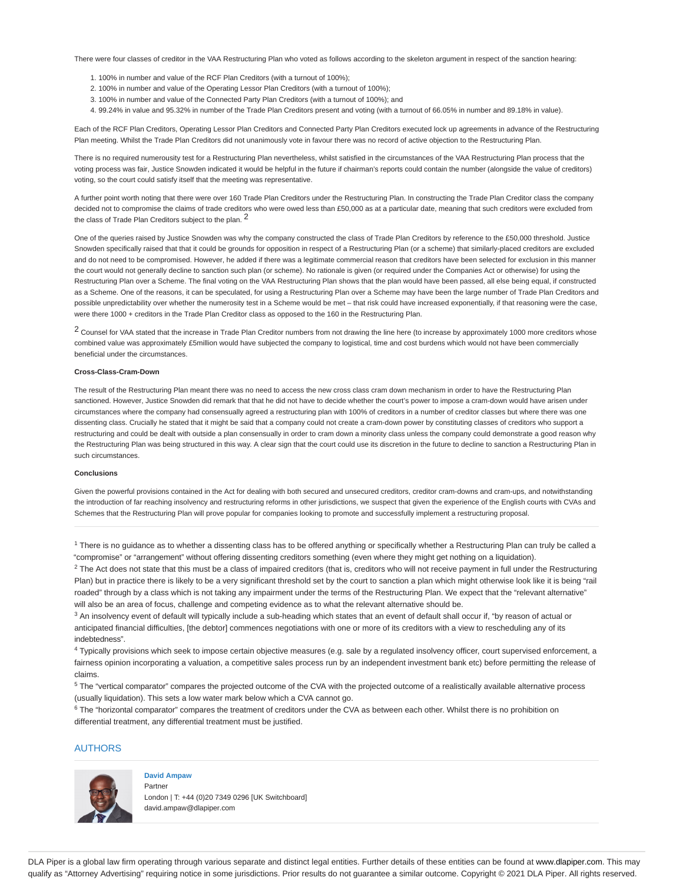There were four classes of creditor in the VAA Restructuring Plan who voted as follows according to the skeleton argument in respect of the sanction hearing:

1. 100% in number and value of the RCF Plan Creditors (with a turnout of 100%);
2. 100% in number and value of the Operating Lessor Plan Creditors (with a turnout of 100%);
3. 100% in number and value of the Connected Party Plan Creditors (with a turnout of 100%); and
4. 99.24% in value and 95.32% in number of the Trade Plan Creditors present and voting (with a turnout of 66.05% in number and 89.18% in value).

Each of the RCF Plan Creditors, Operating Lessor Plan Creditors and Connected Party Plan Creditors executed lock up agreements in advance of the Restructuring Plan meeting. Whilst the Trade Plan Creditors did not unanimously vote in favour there was no record of active objection to the Restructuring Plan.

There is no required numerousity test for a Restructuring Plan nevertheless, whilst satisfied in the circumstances of the VAA Restructuring Plan process that the voting process was fair, Justice Snowden indicated it would be helpful in the future if chairman's reports could contain the number (alongside the value of creditors) voting, so the court could satisfy itself that the meeting was representative.

A further point worth noting that there were over 160 Trade Plan Creditors under the Restructuring Plan. In constructing the Trade Plan Creditor class the company decided not to compromise the claims of trade creditors who were owed less than £50,000 as at a particular date, meaning that such creditors were excluded from the class of Trade Plan Creditors subject to the plan. [2]

One of the queries raised by Justice Snowden was why the company constructed the class of Trade Plan Creditors by reference to the £50,000 threshold. Justice Snowden specifically raised that that it could be grounds for opposition in respect of a Restructuring Plan (or a scheme) that similarly-placed creditors are excluded and do not need to be compromised. However, he added if there was a legitimate commercial reason that creditors have been selected for exclusion in this manner the court would not generally decline to sanction such plan (or scheme). No rationale is given (or required under the Companies Act or otherwise) for using the Restructuring Plan over a Scheme. The final voting on the VAA Restructuring Plan shows that the plan would have been passed, all else being equal, if constructed as a Scheme. One of the reasons, it can be speculated, for using a Restructuring Plan over a Scheme may have been the large number of Trade Plan Creditors and possible unpredictability over whether the numerosity test in a Scheme would be met – that risk could have increased exponentially, if that reasoning were the case, were there 1000 + creditors in the Trade Plan Creditor class as opposed to the 160 in the Restructuring Plan.

[2] Counsel for VAA stated that the increase in Trade Plan Creditor numbers from not drawing the line here (to increase by approximately 1000 more creditors whose combined value was approximately £5million would have subjected the company to logistical, time and cost burdens which would not have been commercially beneficial under the circumstances.

**Cross-Class-Cram-Down**

The result of the Restructuring Plan meant there was no need to access the new cross class cram down mechanism in order to have the Restructuring Plan sanctioned. However, Justice Snowden did remark that that he did not have to decide whether the court's power to impose a cram-down would have arisen under circumstances where the company had consensually agreed a restructuring plan with 100% of creditors in a number of creditor classes but where there was one dissenting class. Crucially he stated that it might be said that a company could not create a cram-down power by constituting classes of creditors who support a restructuring and could be dealt with outside a plan consensually in order to cram down a minority class unless the company could demonstrate a good reason why the Restructuring Plan was being structured in this way. A clear sign that the court could use its discretion in the future to decline to sanction a Restructuring Plan in such circumstances.

**Conclusions**

Given the powerful provisions contained in the Act for dealing with both secured and unsecured creditors, creditor cram-downs and cram-ups, and notwithstanding the introduction of far reaching insolvency and restructuring reforms in other jurisdictions, we suspect that given the experience of the English courts with CVAs and Schemes that the Restructuring Plan will prove popular for companies looking to promote and successfully implement a restructuring proposal.

---

[1] There is no guidance as to whether a dissenting class has to be offered anything or specifically whether a Restructuring Plan can truly be called a "compromise" or "arrangement" without offering dissenting creditors something (even where they might get nothing on a liquidation).

[2] The Act does not state that this must be a class of impaired creditors (that is, creditors who will not receive payment in full under the Restructuring Plan) but in practice there is likely to be a very significant threshold set by the court to sanction a plan which might otherwise look like it is being "rail roaded" through by a class which is not taking any impairment under the terms of the Restructuring Plan. We expect that the "relevant alternative" will also be an area of focus, challenge and competing evidence as to what the relevant alternative should be.

[3] An insolvency event of default will typically include a sub-heading which states that an event of default shall occur if, "by reason of actual or anticipated financial difficulties, [the debtor] commences negotiations with one or more of its creditors with a view to rescheduling any of its indebtedness".

[4] Typically provisions which seek to impose certain objective measures (e.g. sale by a regulated insolvency officer, court supervised enforcement, a fairness opinion incorporating a valuation, a competitive sales process run by an independent investment bank etc) before permitting the release of claims.

[5] The "vertical comparator" compares the projected outcome of the CVA with the projected outcome of a realistically available alternative process (usually liquidation). This sets a low water mark below which a CVA cannot go.

[6] The "horizontal comparator" compares the treatment of creditors under the CVA as between each other. Whilst there is no prohibition on differential treatment, any differential treatment must be justified.

## AUTHORS

**David Ampaw**
Partner
London | T: +44 (0)20 7349 0296 [UK Switchboard]
david.ampaw@dlapiper.com

DLA Piper is a global law firm operating through various separate and distinct legal entities. Further details of these entities can be found at www.dlapiper.com. This may qualify as "Attorney Advertising" requiring notice in some jurisdictions. Prior results do not guarantee a similar outcome. Copyright © 2021 DLA Piper. All rights reserved.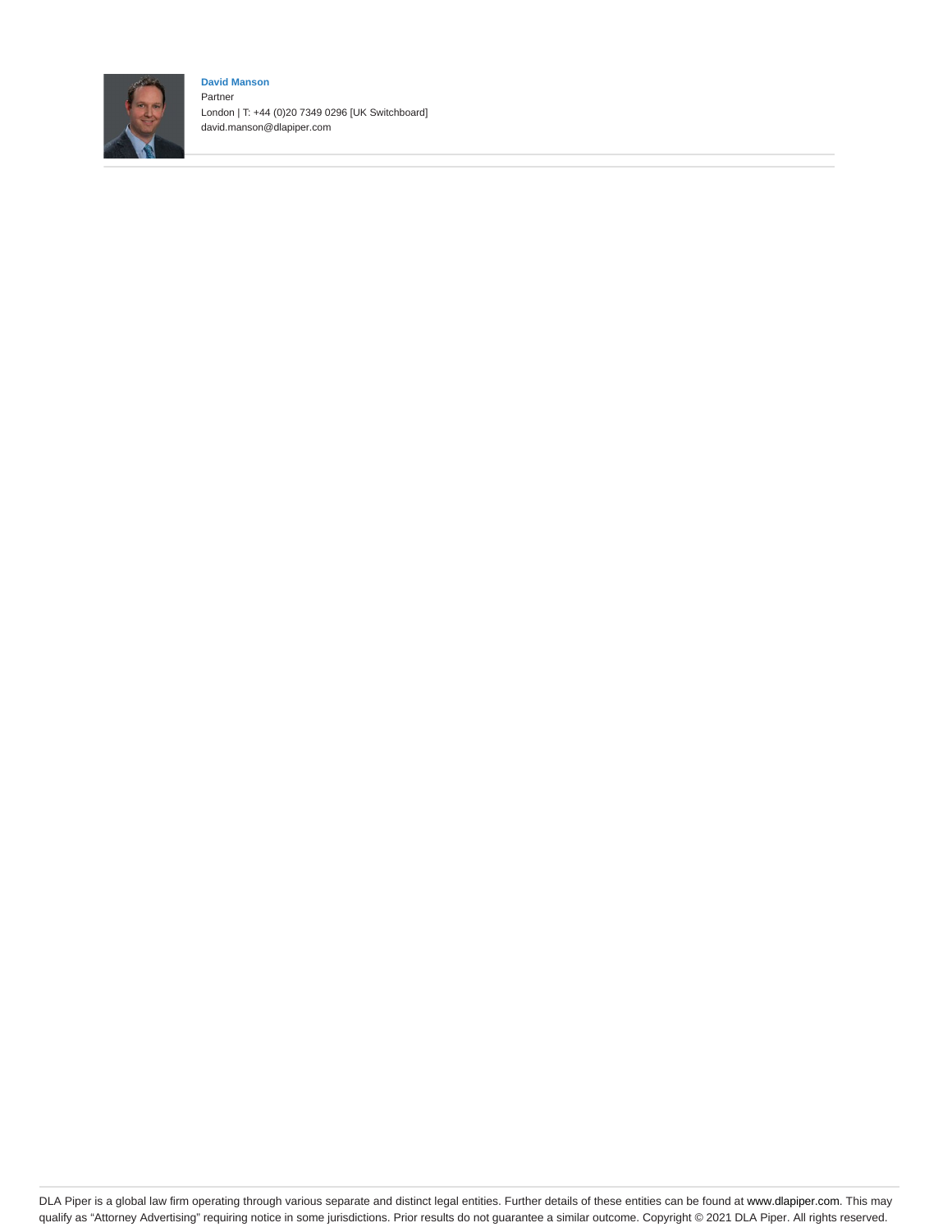**David Manson**
Partner
London | T: +44 (0)20 7349 0296 [UK Switchboard]
david.manson@dlapiper.com

---

DLA Piper is a global law firm operating through various separate and distinct legal entities. Further details of these entities can be found at www.dlapiper.com. This may qualify as "Attorney Advertising" requiring notice in some jurisdictions. Prior results do not guarantee a similar outcome. Copyright © 2021 DLA Piper. All rights reserved.